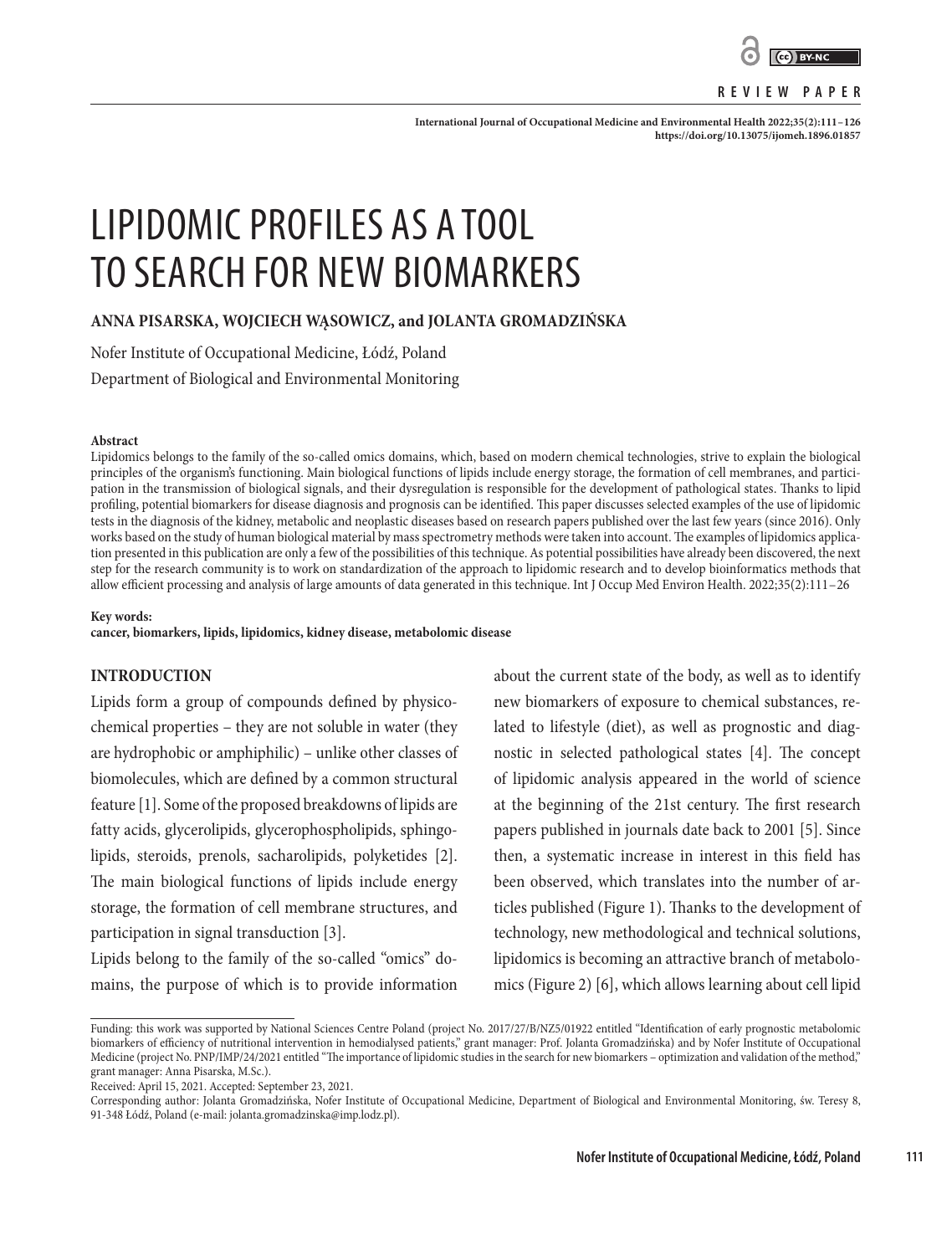REVIEW PAPER

# LIPIDOMIC PROFILES AS A TOOL TO SEARCH FOR NEW BIOMARKERS

**ANNA PISARSKA, WOJCIECH WĄSOWICZ, and JOLANTA GROMADZIŃSKA**

Nofer Institute of Occupational Medicine, Łódź, Poland
Department of Biological and Environmental Monitoring

**Abstract**

Lipidomics belongs to the family of the so-called omics domains, which, based on modern chemical technologies, strive to explain the biological principles of the organism's functioning. Main biological functions of lipids include energy storage, the formation of cell membranes, and participation in the transmission of biological signals, and their dysregulation is responsible for the development of pathological states. Thanks to lipid profiling, potential biomarkers for disease diagnosis and prognosis can be identified. This paper discusses selected examples of the use of lipidomic tests in the diagnosis of the kidney, metabolic and neoplastic diseases based on research papers published over the last few years (since 2016). Only works based on the study of human biological material by mass spectrometry methods were taken into account. The examples of lipidomics application presented in this publication are only a few of the possibilities of this technique. As potential possibilities have already been discovered, the next step for the research community is to work on standardization of the approach to lipidomic research and to develop bioinformatics methods that allow efficient processing and analysis of large amounts of data generated in this technique. Int J Occup Med Environ Health. 2022;35(2):111–26

**Key words:**
**cancer, biomarkers, lipids, lipidomics, kidney disease, metabolomic disease**

## INTRODUCTION

Lipids form a group of compounds defined by physicochemical properties – they are not soluble in water (they are hydrophobic or amphiphilic) – unlike other classes of biomolecules, which are defined by a common structural feature [1]. Some of the proposed breakdowns of lipids are fatty acids, glycerolipids, glycerophospholipids, sphingolipids, steroids, prenols, sacharolipids, polyketides [2]. The main biological functions of lipids include energy storage, the formation of cell membrane structures, and participation in signal transduction [3].

Lipids belong to the family of the so-called "omics" domains, the purpose of which is to provide information about the current state of the body, as well as to identify new biomarkers of exposure to chemical substances, related to lifestyle (diet), as well as prognostic and diagnostic in selected pathological states [4]. The concept of lipidomic analysis appeared in the world of science at the beginning of the 21st century. The first research papers published in journals date back to 2001 [5]. Since then, a systematic increase in interest in this field has been observed, which translates into the number of articles published (Figure 1). Thanks to the development of technology, new methodological and technical solutions, lipidomics is becoming an attractive branch of metabolomics (Figure 2) [6], which allows learning about cell lipid

---

Funding: this work was supported by National Sciences Centre Poland (project No. 2017/27/B/NZ5/01922 entitled "Identification of early prognostic metabolomic biomarkers of efficiency of nutritional intervention in hemodialysed patients," grant manager: Prof. Jolanta Gromadzińska) and by Nofer Institute of Occupational Medicine (project No. PNP/IMP/24/2021 entitled "The importance of lipidomic studies in the search for new biomarkers – optimization and validation of the method," grant manager: Anna Pisarska, M.Sc.).

Received: April 15, 2021. Accepted: September 23, 2021.

Corresponding author: Jolanta Gromadzińska, Nofer Institute of Occupational Medicine, Department of Biological and Environmental Monitoring, św. Teresy 8, 91-348 Łódź, Poland (e-mail: jolanta.gromadzinska@imp.lodz.pl).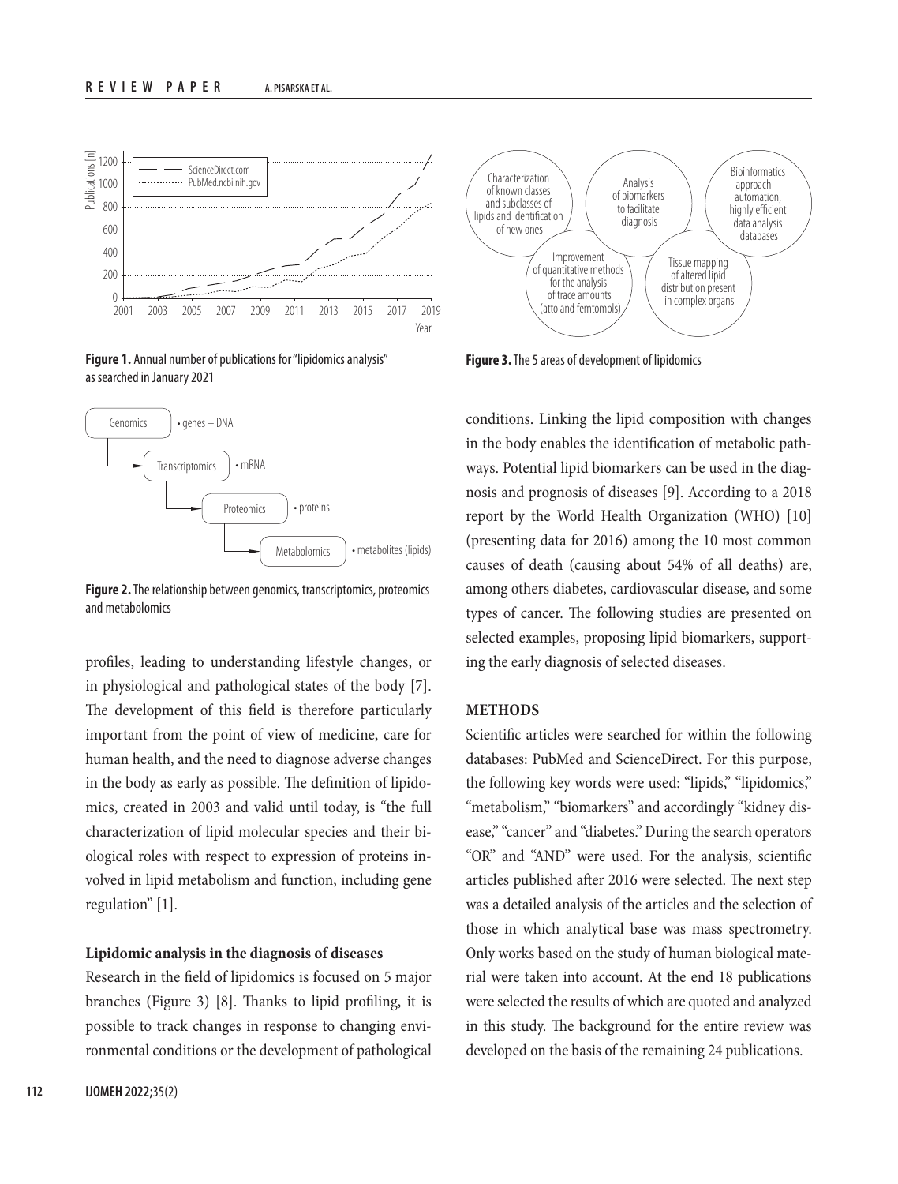**Figure 1.** Annual number of publications for "lipidomics analysis" as searched in January 2021

**Figure 2.** The relationship between genomics, transcriptomics, proteomics and metabolomics

profiles, leading to understanding lifestyle changes, or in physiological and pathological states of the body [7]. The development of this field is therefore particularly important from the point of view of medicine, care for human health, and the need to diagnose adverse changes in the body as early as possible. The definition of lipidomics, created in 2003 and valid until today, is "the full characterization of lipid molecular species and their biological roles with respect to expression of proteins involved in lipid metabolism and function, including gene regulation" [1].

### Lipidomic analysis in the diagnosis of diseases

Research in the field of lipidomics is focused on 5 major branches (Figure 3) [8]. Thanks to lipid profiling, it is possible to track changes in response to changing environmental conditions or the development of pathological conditions. Linking the lipid composition with changes in the body enables the identification of metabolic pathways. Potential lipid biomarkers can be used in the diagnosis and prognosis of diseases [9]. According to a 2018 report by the World Health Organization (WHO) [10] (presenting data for 2016) among the 10 most common causes of death (causing about 54% of all deaths) are, among others diabetes, cardiovascular disease, and some types of cancer. The following studies are presented on selected examples, proposing lipid biomarkers, supporting the early diagnosis of selected diseases.

**Figure 3.** The 5 areas of development of lipidomics

## METHODS

Scientific articles were searched for within the following databases: PubMed and ScienceDirect. For this purpose, the following key words were used: "lipids," "lipidomics," "metabolism," "biomarkers" and accordingly "kidney disease," "cancer" and "diabetes." During the search operators "OR" and "AND" were used. For the analysis, scientific articles published after 2016 were selected. The next step was a detailed analysis of the articles and the selection of those in which analytical base was mass spectrometry. Only works based on the study of human biological material were taken into account. At the end 18 publications were selected the results of which are quoted and analyzed in this study. The background for the entire review was developed on the basis of the remaining 24 publications.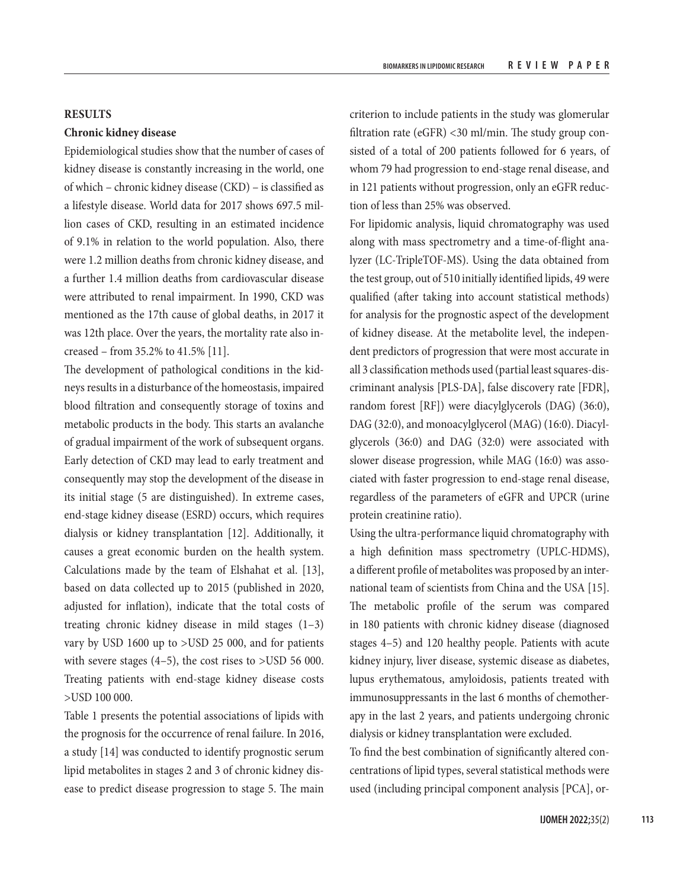## RESULTS

### Chronic kidney disease

Epidemiological studies show that the number of cases of kidney disease is constantly increasing in the world, one of which – chronic kidney disease (CKD) – is classified as a lifestyle disease. World data for 2017 shows 697.5 million cases of CKD, resulting in an estimated incidence of 9.1% in relation to the world population. Also, there were 1.2 million deaths from chronic kidney disease, and a further 1.4 million deaths from cardiovascular disease were attributed to renal impairment. In 1990, CKD was mentioned as the 17th cause of global deaths, in 2017 it was 12th place. Over the years, the mortality rate also increased – from 35.2% to 41.5% [11].

The development of pathological conditions in the kidneys results in a disturbance of the homeostasis, impaired blood filtration and consequently storage of toxins and metabolic products in the body. This starts an avalanche of gradual impairment of the work of subsequent organs. Early detection of CKD may lead to early treatment and consequently may stop the development of the disease in its initial stage (5 are distinguished). In extreme cases, end-stage kidney disease (ESRD) occurs, which requires dialysis or kidney transplantation [12]. Additionally, it causes a great economic burden on the health system. Calculations made by the team of Elshahat et al. [13], based on data collected up to 2015 (published in 2020, adjusted for inflation), indicate that the total costs of treating chronic kidney disease in mild stages (1–3) vary by USD 1600 up to >USD 25 000, and for patients with severe stages (4–5), the cost rises to >USD 56 000. Treating patients with end-stage kidney disease costs >USD 100 000.

Table 1 presents the potential associations of lipids with the prognosis for the occurrence of renal failure. In 2016, a study [14] was conducted to identify prognostic serum lipid metabolites in stages 2 and 3 of chronic kidney disease to predict disease progression to stage 5. The main criterion to include patients in the study was glomerular filtration rate (eGFR) <30 ml/min. The study group consisted of a total of 200 patients followed for 6 years, of whom 79 had progression to end-stage renal disease, and in 121 patients without progression, only an eGFR reduction of less than 25% was observed.

For lipidomic analysis, liquid chromatography was used along with mass spectrometry and a time-of-flight analyzer (LC-TripleTOF-MS). Using the data obtained from the test group, out of 510 initially identified lipids, 49 were qualified (after taking into account statistical methods) for analysis for the prognostic aspect of the development of kidney disease. At the metabolite level, the independent predictors of progression that were most accurate in all 3 classification methods used (partial least squares-discriminant analysis [PLS-DA], false discovery rate [FDR], random forest [RF]) were diacylglycerols (DAG) (36:0), DAG (32:0), and monoacylglycerol (MAG) (16:0). Diacylglycerols (36:0) and DAG (32:0) were associated with slower disease progression, while MAG (16:0) was associated with faster progression to end-stage renal disease, regardless of the parameters of eGFR and UPCR (urine protein creatinine ratio).

Using the ultra-performance liquid chromatography with a high definition mass spectrometry (UPLC-HDMS), a different profile of metabolites was proposed by an international team of scientists from China and the USA [15]. The metabolic profile of the serum was compared in 180 patients with chronic kidney disease (diagnosed stages 4–5) and 120 healthy people. Patients with acute kidney injury, liver disease, systemic disease as diabetes, lupus erythematous, amyloidosis, patients treated with immunosuppressants in the last 6 months of chemotherapy in the last 2 years, and patients undergoing chronic dialysis or kidney transplantation were excluded.

To find the best combination of significantly altered concentrations of lipid types, several statistical methods were used (including principal component analysis [PCA], or-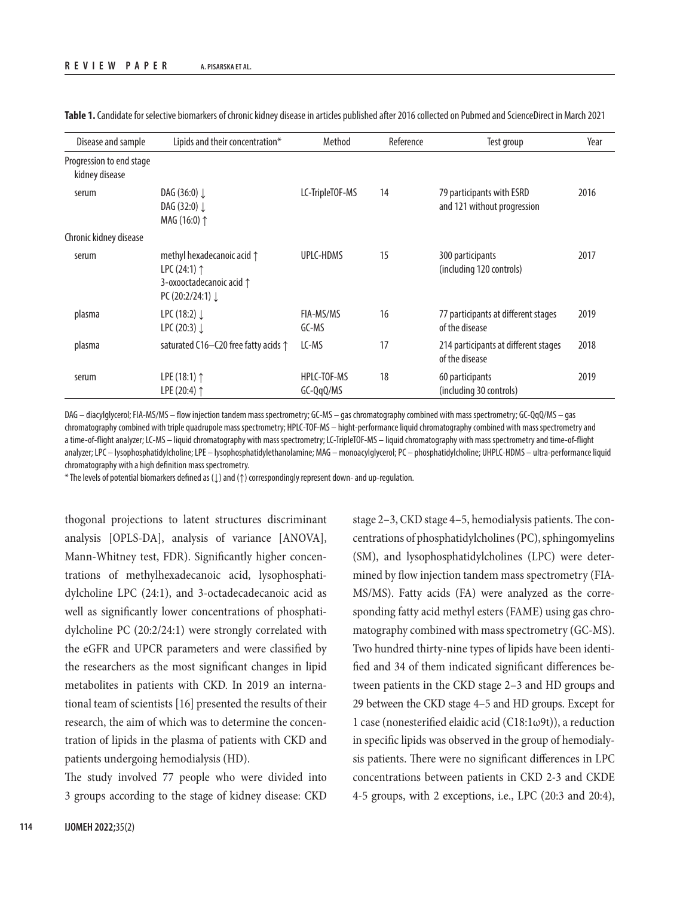**Table 1.** Candidate for selective biomarkers of chronic kidney disease in articles published after 2016 collected on Pubmed and ScienceDirect in March 2021

| Disease and sample | Lipids and their concentration* | Method | Reference | Test group | Year |
|---|---|---|---|---|---|
| Progression to end stage kidney disease | | | | | |
| serum | DAG (36:0) ↓<br>DAG (32:0) ↓<br>MAG (16:0) ↑ | LC-TripleTOF-MS | 14 | 79 participants with ESRD and 121 without progression | 2016 |
| Chronic kidney disease | | | | | |
| serum | methyl hexadecanoic acid ↑<br>LPC (24:1) ↑<br>3-oxooctadecanoic acid ↑<br>PC (20:2/24:1) ↓ | UPLC-HDMS | 15 | 300 participants (including 120 controls) | 2017 |
| plasma | LPC (18:2) ↓<br>LPC (20:3) ↓ | FIA-MS/MS<br>GC-MS | 16 | 77 participants at different stages of the disease | 2019 |
| plasma | saturated C16–C20 free fatty acids ↑ | LC-MS | 17 | 214 participants at different stages of the disease | 2018 |
| serum | LPE (18:1) ↑<br>LPE (20:4) ↑ | HPLC-TOF-MS<br>GC-QqQ/MS | 18 | 60 participants (including 30 controls) | 2019 |

DAG – diacylglycerol; FIA-MS/MS – flow injection tandem mass spectrometry; GC-MS – gas chromatography combined with mass spectrometry; GC-QqQ/MS – gas chromatography combined with triple quadrupole mass spectrometry; HPLC-TOF-MS – hight-performance liquid chromatography combined with mass spectrometry and a time-of-flight analyzer; LC-MS – liquid chromatography with mass spectrometry; LC-TripleTOF-MS – liquid chromatography with mass spectrometry and time-of-flight analyzer; LPC – lysophosphatidylcholine; LPE – lysophosphatidylethanolamine; MAG – monoacylglycerol; PC – phosphatidylcholine; UHPLC-HDMS – ultra-performance liquid chromatography with a high definition mass spectrometry.

\* The levels of potential biomarkers defined as (↓) and (↑) correspondingly represent down- and up-regulation.

thogonal projections to latent structures discriminant analysis [OPLS-DA], analysis of variance [ANOVA], Mann-Whitney test, FDR). Significantly higher concentrations of methylhexadecanoic acid, lysophosphatidylcholine LPC (24:1), and 3-octadecadecanoic acid as well as significantly lower concentrations of phosphatidylcholine PC (20:2/24:1) were strongly correlated with the eGFR and UPCR parameters and were classified by the researchers as the most significant changes in lipid metabolites in patients with CKD. In 2019 an international team of scientists [16] presented the results of their research, the aim of which was to determine the concentration of lipids in the plasma of patients with CKD and patients undergoing hemodialysis (HD).

The study involved 77 people who were divided into 3 groups according to the stage of kidney disease: CKD stage 2–3, CKD stage 4–5, hemodialysis patients. The concentrations of phosphatidylcholines (PC), sphingomyelins (SM), and lysophosphatidylcholines (LPC) were determined by flow injection tandem mass spectrometry (FIA-MS/MS). Fatty acids (FA) were analyzed as the corresponding fatty acid methyl esters (FAME) using gas chromatography combined with mass spectrometry (GC-MS). Two hundred thirty-nine types of lipids have been identified and 34 of them indicated significant differences between patients in the CKD stage 2–3 and HD groups and 29 between the CKD stage 4–5 and HD groups. Except for 1 case (nonesterified elaidic acid (C18:1ω9t)), a reduction in specific lipids was observed in the group of hemodialysis patients. There were no significant differences in LPC concentrations between patients in CKD 2-3 and CKDE 4-5 groups, with 2 exceptions, i.e., LPC (20:3 and 20:4),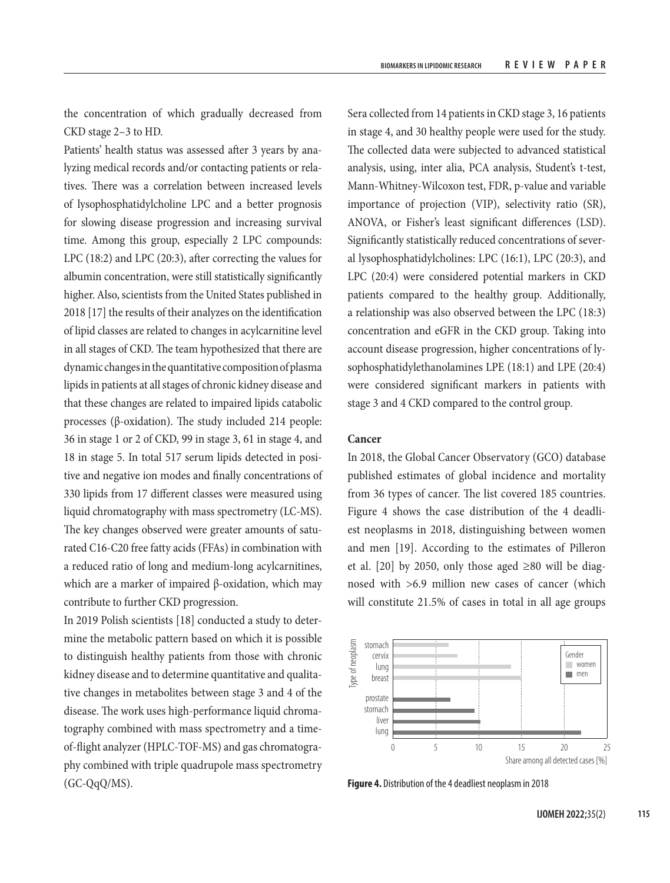the concentration of which gradually decreased from CKD stage 2–3 to HD.

Patients' health status was assessed after 3 years by analyzing medical records and/or contacting patients or relatives. There was a correlation between increased levels of lysophosphatidylcholine LPC and a better prognosis for slowing disease progression and increasing survival time. Among this group, especially 2 LPC compounds: LPC (18:2) and LPC (20:3), after correcting the values for albumin concentration, were still statistically significantly higher. Also, scientists from the United States published in 2018 [17] the results of their analyzes on the identification of lipid classes are related to changes in acylcarnitine level in all stages of CKD. The team hypothesized that there are dynamic changes in the quantitative composition of plasma lipids in patients at all stages of chronic kidney disease and that these changes are related to impaired lipids catabolic processes (β-oxidation). The study included 214 people: 36 in stage 1 or 2 of CKD, 99 in stage 3, 61 in stage 4, and 18 in stage 5. In total 517 serum lipids detected in positive and negative ion modes and finally concentrations of 330 lipids from 17 different classes were measured using liquid chromatography with mass spectrometry (LC-MS). The key changes observed were greater amounts of saturated C16-C20 free fatty acids (FFAs) in combination with a reduced ratio of long and medium-long acylcarnitines, which are a marker of impaired β-oxidation, which may contribute to further CKD progression.

In 2019 Polish scientists [18] conducted a study to determine the metabolic pattern based on which it is possible to distinguish healthy patients from those with chronic kidney disease and to determine quantitative and qualitative changes in metabolites between stage 3 and 4 of the disease. The work uses high-performance liquid chromatography combined with mass spectrometry and a time-of-flight analyzer (HPLC-TOF-MS) and gas chromatography combined with triple quadrupole mass spectrometry (GC-QqQ/MS). Sera collected from 14 patients in CKD stage 3, 16 patients in stage 4, and 30 healthy people were used for the study. The collected data were subjected to advanced statistical analysis, using, inter alia, PCA analysis, Student's t-test, Mann-Whitney-Wilcoxon test, FDR, p-value and variable importance of projection (VIP), selectivity ratio (SR), ANOVA, or Fisher's least significant differences (LSD). Significantly statistically reduced concentrations of several lysophosphatidylcholines: LPC (16:1), LPC (20:3), and LPC (20:4) were considered potential markers in CKD patients compared to the healthy group. Additionally, a relationship was also observed between the LPC (18:3) concentration and eGFR in the CKD group. Taking into account disease progression, higher concentrations of lysophosphatidylethanolamines LPE (18:1) and LPE (20:4) were considered significant markers in patients with stage 3 and 4 CKD compared to the control group.

## Cancer

In 2018, the Global Cancer Observatory (GCO) database published estimates of global incidence and mortality from 36 types of cancer. The list covered 185 countries. Figure 4 shows the case distribution of the 4 deadliest neoplasms in 2018, distinguishing between women and men [19]. According to the estimates of Pilleron et al. [20] by 2050, only those aged ≥80 will be diagnosed with >6.9 million new cases of cancer (which will constitute 21.5% of cases in total in all age groups

**Figure 4.** Distribution of the 4 deadliest neoplasm in 2018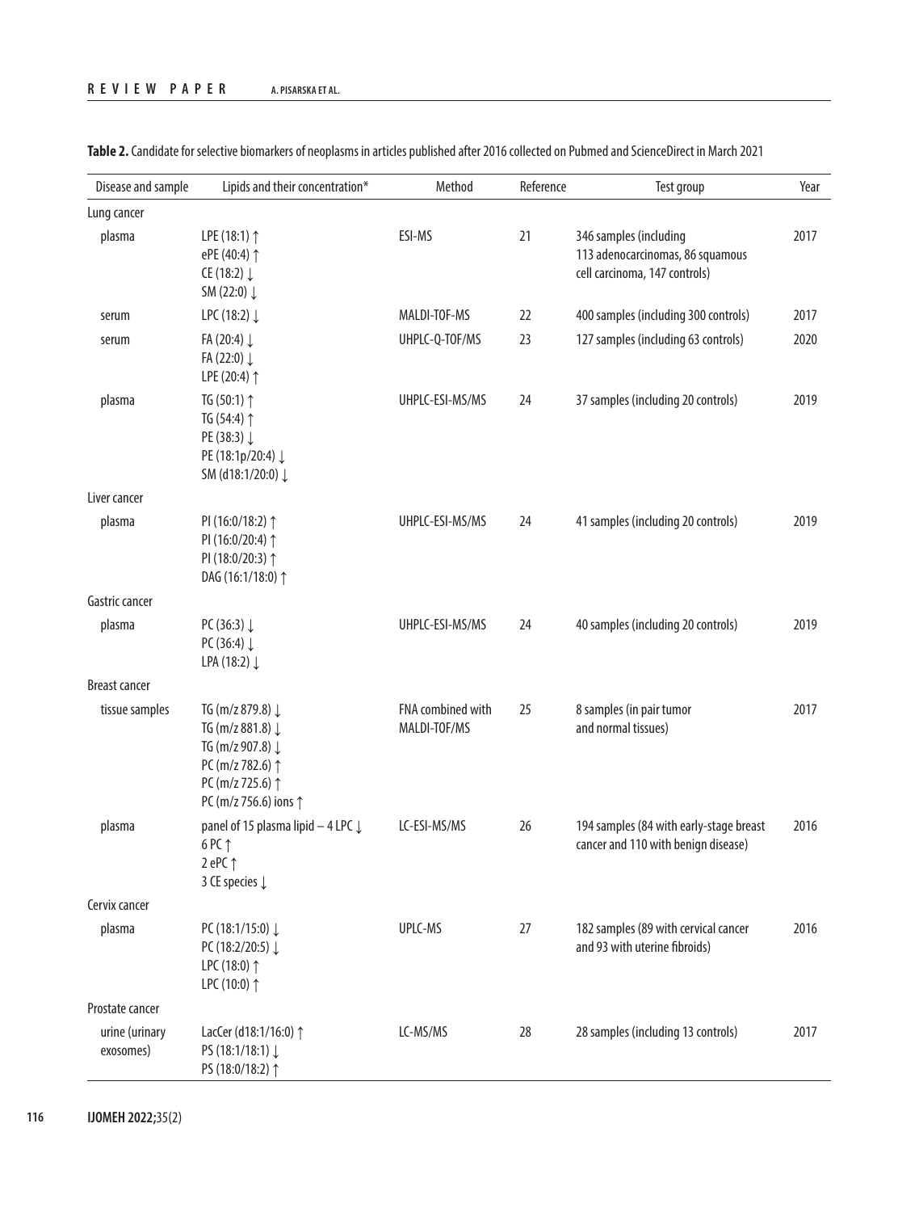**Table 2.** Candidate for selective biomarkers of neoplasms in articles published after 2016 collected on Pubmed and ScienceDirect in March 2021

| Disease and sample | Lipids and their concentration* | Method | Reference | Test group | Year |
|---|---|---|---|---|---|
| Lung cancer | | | | | |
| plasma | LPE (18:1) ↑<br>ePE (40:4) ↑<br>CE (18:2) ↓<br>SM (22:0) ↓ | ESI-MS | 21 | 346 samples (including 113 adenocarcinomas, 86 squamous cell carcinoma, 147 controls) | 2017 |
| serum | LPC (18:2) ↓ | MALDI-TOF-MS | 22 | 400 samples (including 300 controls) | 2017 |
| serum | FA (20:4) ↓<br>FA (22:0) ↓<br>LPE (20:4) ↑ | UHPLC-Q-TOF/MS | 23 | 127 samples (including 63 controls) | 2020 |
| plasma | TG (50:1) ↑<br>TG (54:4) ↑<br>PE (38:3) ↓<br>PE (18:1p/20:4) ↓<br>SM (d18:1/20:0) ↓ | UHPLC-ESI-MS/MS | 24 | 37 samples (including 20 controls) | 2019 |
| Liver cancer | | | | | |
| plasma | PI (16:0/18:2) ↑<br>PI (16:0/20:4) ↑<br>PI (18:0/20:3) ↑<br>DAG (16:1/18:0) ↑ | UHPLC-ESI-MS/MS | 24 | 41 samples (including 20 controls) | 2019 |
| Gastric cancer | | | | | |
| plasma | PC (36:3) ↓<br>PC (36:4) ↓<br>LPA (18:2) ↓ | UHPLC-ESI-MS/MS | 24 | 40 samples (including 20 controls) | 2019 |
| Breast cancer | | | | | |
| tissue samples | TG (m/z 879.8) ↓<br>TG (m/z 881.8) ↓<br>TG (m/z 907.8) ↓<br>PC (m/z 782.6) ↑<br>PC (m/z 725.6) ↑<br>PC (m/z 756.6) ions ↑ | FNA combined with MALDI-TOF/MS | 25 | 8 samples (in pair tumor and normal tissues) | 2017 |
| plasma | panel of 15 plasma lipid – 4 LPC ↓<br>6 PC ↑<br>2 ePC ↑<br>3 CE species ↓ | LC-ESI-MS/MS | 26 | 194 samples (84 with early-stage breast cancer and 110 with benign disease) | 2016 |
| Cervix cancer | | | | | |
| plasma | PC (18:1/15:0) ↓<br>PC (18:2/20:5) ↓<br>LPC (18:0) ↑<br>LPC (10:0) ↑ | UPLC-MS | 27 | 182 samples (89 with cervical cancer and 93 with uterine fibroids) | 2016 |
| Prostate cancer | | | | | |
| urine (urinary exosomes) | LacCer (d18:1/16:0) ↑<br>PS (18:1/18:1) ↓<br>PS (18:0/18:2) ↑ | LC-MS/MS | 28 | 28 samples (including 13 controls) | 2017 |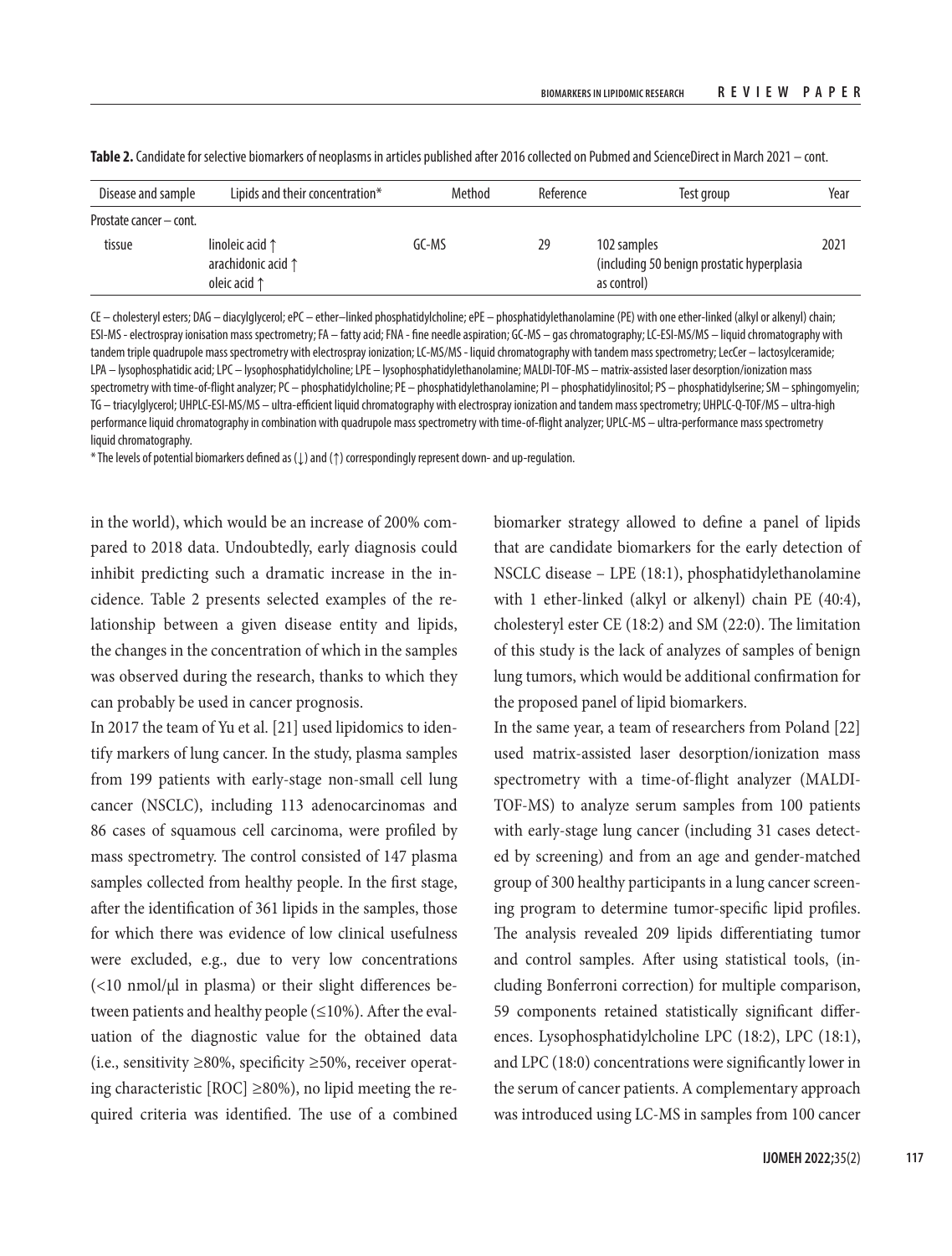**Table 2.** Candidate for selective biomarkers of neoplasms in articles published after 2016 collected on Pubmed and ScienceDirect in March 2021 – cont.

| Disease and sample | Lipids and their concentration* | Method | Reference | Test group | Year |
|---|---|---|---|---|---|
| Prostate cancer – cont. | | | | | |
| tissue | linoleic acid ↑<br>arachidonic acid ↑<br>oleic acid ↑ | GC-MS | 29 | 102 samples<br>(including 50 benign prostatic hyperplasia as control) | 2021 |

CE – cholesteryl esters; DAG – diacylglycerol; ePC – ether–linked phosphatidylcholine; ePE – phosphatidylethanolamine (PE) with one ether-linked (alkyl or alkenyl) chain; ESI-MS - electrospray ionisation mass spectrometry; FA – fatty acid; FNA - fine needle aspiration; GC-MS – gas chromatography; LC-ESI-MS/MS – liquid chromatography with tandem triple quadrupole mass spectrometry with electrospray ionization; LC-MS/MS - liquid chromatography with tandem mass spectrometry; LecCer – lactosylceramide; LPA – lysophosphatidic acid; LPC – lysophosphatidylcholine; LPE – lysophosphatidylethanolamine; MALDI-TOF-MS – matrix-assisted laser desorption/ionization mass spectrometry with time-of-flight analyzer; PC – phosphatidylcholine; PE – phosphatidylethanolamine; PI – phosphatidylinositol; PS – phosphatidylserine; SM – sphingomyelin; TG – triacylglycerol; UHPLC-ESI-MS/MS – ultra-efficient liquid chromatography with electrospray ionization and tandem mass spectrometry; UHPLC-Q-TOF/MS – ultra-high performance liquid chromatography in combination with quadrupole mass spectrometry with time-of-flight analyzer; UPLC-MS – ultra-performance mass spectrometry liquid chromatography.

* The levels of potential biomarkers defined as (↓) and (↑) correspondingly represent down- and up-regulation.

in the world), which would be an increase of 200% compared to 2018 data. Undoubtedly, early diagnosis could inhibit predicting such a dramatic increase in the incidence. Table 2 presents selected examples of the relationship between a given disease entity and lipids, the changes in the concentration of which in the samples was observed during the research, thanks to which they can probably be used in cancer prognosis.

In 2017 the team of Yu et al. [21] used lipidomics to identify markers of lung cancer. In the study, plasma samples from 199 patients with early-stage non-small cell lung cancer (NSCLC), including 113 adenocarcinomas and 86 cases of squamous cell carcinoma, were profiled by mass spectrometry. The control consisted of 147 plasma samples collected from healthy people. In the first stage, after the identification of 361 lipids in the samples, those for which there was evidence of low clinical usefulness were excluded, e.g., due to very low concentrations (<10 nmol/μl in plasma) or their slight differences between patients and healthy people (≤10%). After the evaluation of the diagnostic value for the obtained data (i.e., sensitivity ≥80%, specificity ≥50%, receiver operating characteristic [ROC] ≥80%), no lipid meeting the required criteria was identified. The use of a combined biomarker strategy allowed to define a panel of lipids that are candidate biomarkers for the early detection of NSCLC disease – LPE (18:1), phosphatidylethanolamine with 1 ether-linked (alkyl or alkenyl) chain PE (40:4), cholesteryl ester CE (18:2) and SM (22:0). The limitation of this study is the lack of analyzes of samples of benign lung tumors, which would be additional confirmation for the proposed panel of lipid biomarkers.

In the same year, a team of researchers from Poland [22] used matrix-assisted laser desorption/ionization mass spectrometry with a time-of-flight analyzer (MALDI-TOF-MS) to analyze serum samples from 100 patients with early-stage lung cancer (including 31 cases detected by screening) and from an age and gender-matched group of 300 healthy participants in a lung cancer screening program to determine tumor-specific lipid profiles. The analysis revealed 209 lipids differentiating tumor and control samples. After using statistical tools, (including Bonferroni correction) for multiple comparison, 59 components retained statistically significant differences. Lysophosphatidylcholine LPC (18:2), LPC (18:1), and LPC (18:0) concentrations were significantly lower in the serum of cancer patients. A complementary approach was introduced using LC-MS in samples from 100 cancer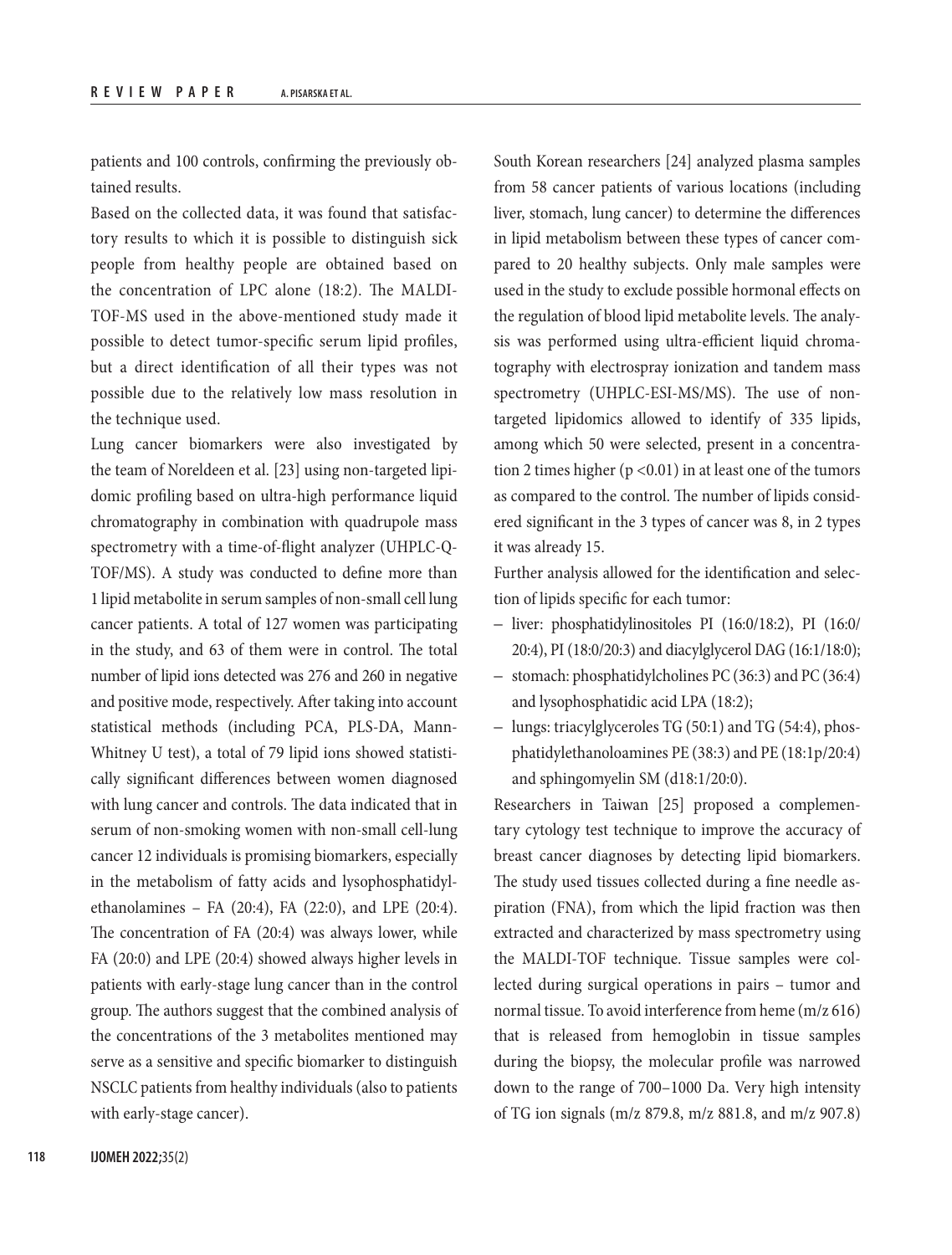patients and 100 controls, confirming the previously obtained results.

Based on the collected data, it was found that satisfactory results to which it is possible to distinguish sick people from healthy people are obtained based on the concentration of LPC alone (18:2). The MALDI-TOF-MS used in the above-mentioned study made it possible to detect tumor-specific serum lipid profiles, but a direct identification of all their types was not possible due to the relatively low mass resolution in the technique used.

Lung cancer biomarkers were also investigated by the team of Noreldeen et al. [23] using non-targeted lipidomic profiling based on ultra-high performance liquid chromatography in combination with quadrupole mass spectrometry with a time-of-flight analyzer (UHPLC-Q-TOF/MS). A study was conducted to define more than 1 lipid metabolite in serum samples of non-small cell lung cancer patients. A total of 127 women was participating in the study, and 63 of them were in control. The total number of lipid ions detected was 276 and 260 in negative and positive mode, respectively. After taking into account statistical methods (including PCA, PLS-DA, Mann-Whitney U test), a total of 79 lipid ions showed statistically significant differences between women diagnosed with lung cancer and controls. The data indicated that in serum of non-smoking women with non-small cell-lung cancer 12 individuals is promising biomarkers, especially in the metabolism of fatty acids and lysophosphatidylethanolamines – FA (20:4), FA (22:0), and LPE (20:4). The concentration of FA (20:4) was always lower, while FA (20:0) and LPE (20:4) showed always higher levels in patients with early-stage lung cancer than in the control group. The authors suggest that the combined analysis of the concentrations of the 3 metabolites mentioned may serve as a sensitive and specific biomarker to distinguish NSCLC patients from healthy individuals (also to patients with early-stage cancer).

South Korean researchers [24] analyzed plasma samples from 58 cancer patients of various locations (including liver, stomach, lung cancer) to determine the differences in lipid metabolism between these types of cancer compared to 20 healthy subjects. Only male samples were used in the study to exclude possible hormonal effects on the regulation of blood lipid metabolite levels. The analysis was performed using ultra-efficient liquid chromatography with electrospray ionization and tandem mass spectrometry (UHPLC-ESI-MS/MS). The use of non-targeted lipidomics allowed to identify of 335 lipids, among which 50 were selected, present in a concentration 2 times higher ($p < 0.01$) in at least one of the tumors as compared to the control. The number of lipids considered significant in the 3 types of cancer was 8, in 2 types it was already 15.

Further analysis allowed for the identification and selection of lipids specific for each tumor:

– liver: phosphatidylinositoles PI (16:0/18:2), PI (16:0/20:4), PI (18:0/20:3) and diacylglycerol DAG (16:1/18:0);
– stomach: phosphatidylcholines PC (36:3) and PC (36:4) and lysophosphatidic acid LPA (18:2);
– lungs: triacylglyceroles TG (50:1) and TG (54:4), phosphatidylethanoloamines PE (38:3) and PE (18:1p/20:4) and sphingomyelin SM (d18:1/20:0).

Researchers in Taiwan [25] proposed a complementary cytology test technique to improve the accuracy of breast cancer diagnoses by detecting lipid biomarkers. The study used tissues collected during a fine needle aspiration (FNA), from which the lipid fraction was then extracted and characterized by mass spectrometry using the MALDI-TOF technique. Tissue samples were collected during surgical operations in pairs – tumor and normal tissue. To avoid interference from heme (m/z 616) that is released from hemoglobin in tissue samples during the biopsy, the molecular profile was narrowed down to the range of 700–1000 Da. Very high intensity of TG ion signals (m/z 879.8, m/z 881.8, and m/z 907.8)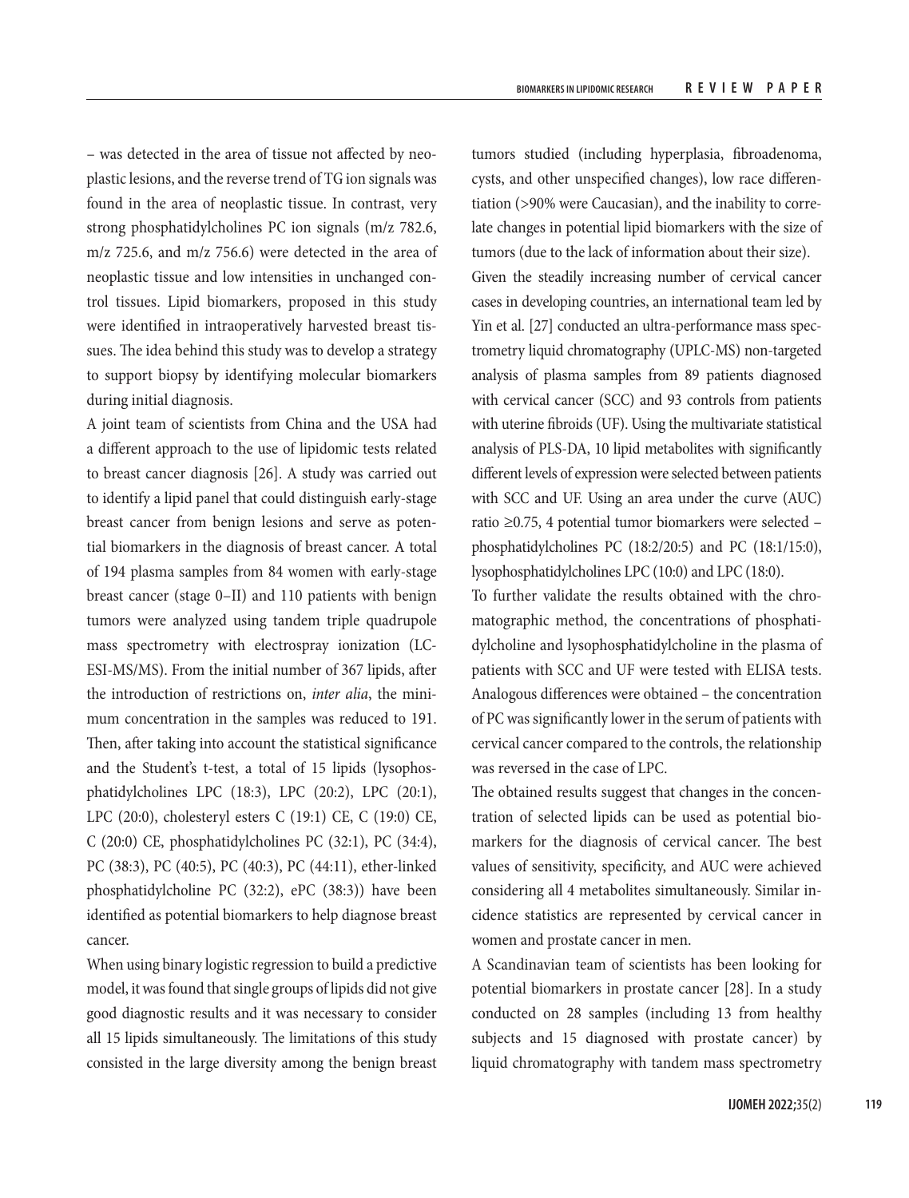– was detected in the area of tissue not affected by neoplastic lesions, and the reverse trend of TG ion signals was found in the area of neoplastic tissue. In contrast, very strong phosphatidylcholines PC ion signals (m/z 782.6, m/z 725.6, and m/z 756.6) were detected in the area of neoplastic tissue and low intensities in unchanged control tissues. Lipid biomarkers, proposed in this study were identified in intraoperatively harvested breast tissues. The idea behind this study was to develop a strategy to support biopsy by identifying molecular biomarkers during initial diagnosis.

A joint team of scientists from China and the USA had a different approach to the use of lipidomic tests related to breast cancer diagnosis [26]. A study was carried out to identify a lipid panel that could distinguish early-stage breast cancer from benign lesions and serve as potential biomarkers in the diagnosis of breast cancer. A total of 194 plasma samples from 84 women with early-stage breast cancer (stage 0–II) and 110 patients with benign tumors were analyzed using tandem triple quadrupole mass spectrometry with electrospray ionization (LC-ESI-MS/MS). From the initial number of 367 lipids, after the introduction of restrictions on, *inter alia*, the minimum concentration in the samples was reduced to 191. Then, after taking into account the statistical significance and the Student's t-test, a total of 15 lipids (lysophosphatidylcholines LPC (18:3), LPC (20:2), LPC (20:1), LPC (20:0), cholesteryl esters C (19:1) CE, C (19:0) CE, C (20:0) CE, phosphatidylcholines PC (32:1), PC (34:4), PC (38:3), PC (40:5), PC (40:3), PC (44:11), ether-linked phosphatidylcholine PC (32:2), ePC (38:3)) have been identified as potential biomarkers to help diagnose breast cancer.

When using binary logistic regression to build a predictive model, it was found that single groups of lipids did not give good diagnostic results and it was necessary to consider all 15 lipids simultaneously. The limitations of this study consisted in the large diversity among the benign breast tumors studied (including hyperplasia, fibroadenoma, cysts, and other unspecified changes), low race differentiation (>90% were Caucasian), and the inability to correlate changes in potential lipid biomarkers with the size of tumors (due to the lack of information about their size).

Given the steadily increasing number of cervical cancer cases in developing countries, an international team led by Yin et al. [27] conducted an ultra-performance mass spectrometry liquid chromatography (UPLC-MS) non-targeted analysis of plasma samples from 89 patients diagnosed with cervical cancer (SCC) and 93 controls from patients with uterine fibroids (UF). Using the multivariate statistical analysis of PLS-DA, 10 lipid metabolites with significantly different levels of expression were selected between patients with SCC and UF. Using an area under the curve (AUC) ratio ≥0.75, 4 potential tumor biomarkers were selected – phosphatidylcholines PC (18:2/20:5) and PC (18:1/15:0), lysophosphatidylcholines LPC (10:0) and LPC (18:0).

To further validate the results obtained with the chromatographic method, the concentrations of phosphatidylcholine and lysophosphatidylcholine in the plasma of patients with SCC and UF were tested with ELISA tests. Analogous differences were obtained – the concentration of PC was significantly lower in the serum of patients with cervical cancer compared to the controls, the relationship was reversed in the case of LPC.

The obtained results suggest that changes in the concentration of selected lipids can be used as potential biomarkers for the diagnosis of cervical cancer. The best values of sensitivity, specificity, and AUC were achieved considering all 4 metabolites simultaneously. Similar incidence statistics are represented by cervical cancer in women and prostate cancer in men.

A Scandinavian team of scientists has been looking for potential biomarkers in prostate cancer [28]. In a study conducted on 28 samples (including 13 from healthy subjects and 15 diagnosed with prostate cancer) by liquid chromatography with tandem mass spectrometry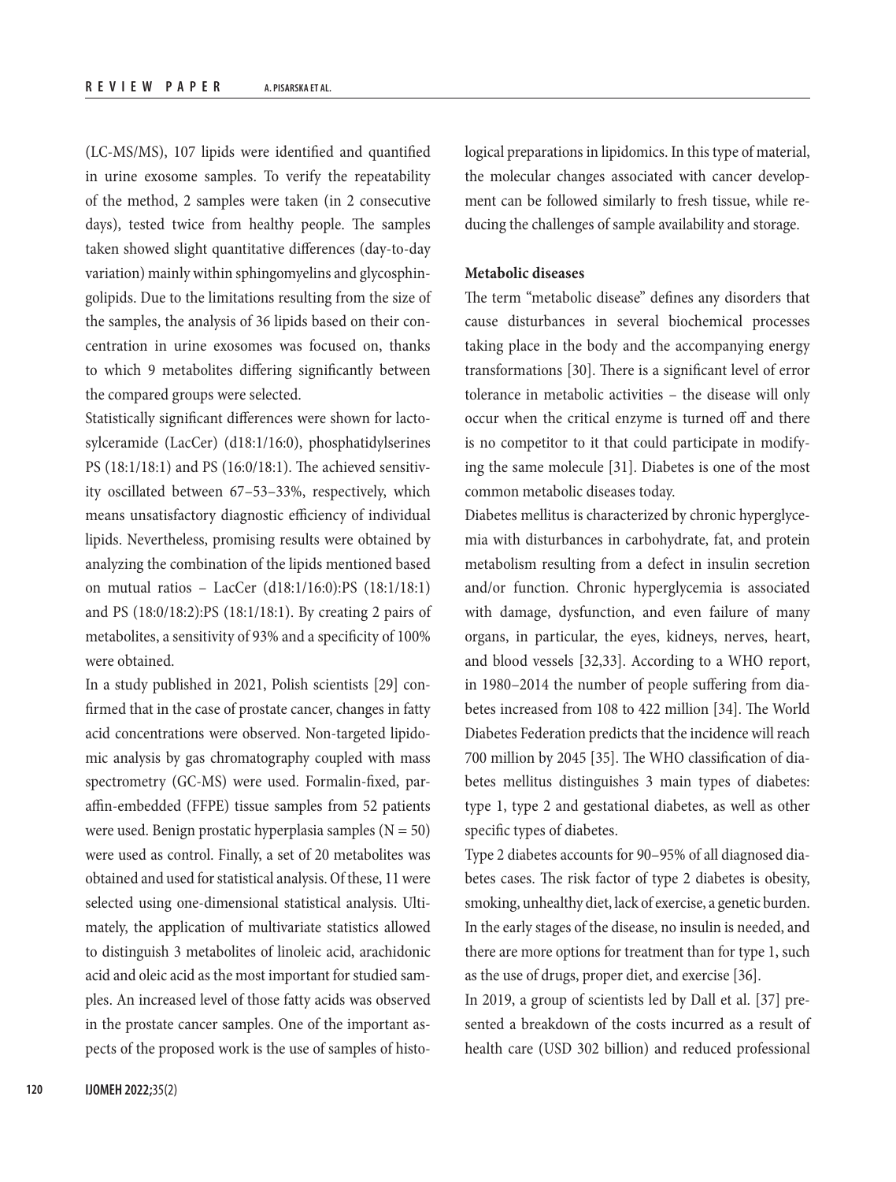(LC-MS/MS), 107 lipids were identified and quantified in urine exosome samples. To verify the repeatability of the method, 2 samples were taken (in 2 consecutive days), tested twice from healthy people. The samples taken showed slight quantitative differences (day-to-day variation) mainly within sphingomyelins and glycosphingolipids. Due to the limitations resulting from the size of the samples, the analysis of 36 lipids based on their concentration in urine exosomes was focused on, thanks to which 9 metabolites differing significantly between the compared groups were selected.

Statistically significant differences were shown for lactosylceramide (LacCer) (d18:1/16:0), phosphatidylserines PS (18:1/18:1) and PS (16:0/18:1). The achieved sensitivity oscillated between 67–53–33%, respectively, which means unsatisfactory diagnostic efficiency of individual lipids. Nevertheless, promising results were obtained by analyzing the combination of the lipids mentioned based on mutual ratios – LacCer (d18:1/16:0):PS (18:1/18:1) and PS (18:0/18:2):PS (18:1/18:1). By creating 2 pairs of metabolites, a sensitivity of 93% and a specificity of 100% were obtained.

In a study published in 2021, Polish scientists [29] confirmed that in the case of prostate cancer, changes in fatty acid concentrations were observed. Non-targeted lipidomic analysis by gas chromatography coupled with mass spectrometry (GC-MS) were used. Formalin-fixed, paraffin-embedded (FFPE) tissue samples from 52 patients were used. Benign prostatic hyperplasia samples ($N = 50$) were used as control. Finally, a set of 20 metabolites was obtained and used for statistical analysis. Of these, 11 were selected using one-dimensional statistical analysis. Ultimately, the application of multivariate statistics allowed to distinguish 3 metabolites of linoleic acid, arachidonic acid and oleic acid as the most important for studied samples. An increased level of those fatty acids was observed in the prostate cancer samples. One of the important aspects of the proposed work is the use of samples of histological preparations in lipidomics. In this type of material, the molecular changes associated with cancer development can be followed similarly to fresh tissue, while reducing the challenges of sample availability and storage.

**Metabolic diseases**

The term "metabolic disease" defines any disorders that cause disturbances in several biochemical processes taking place in the body and the accompanying energy transformations [30]. There is a significant level of error tolerance in metabolic activities – the disease will only occur when the critical enzyme is turned off and there is no competitor to it that could participate in modifying the same molecule [31]. Diabetes is one of the most common metabolic diseases today.

Diabetes mellitus is characterized by chronic hyperglycemia with disturbances in carbohydrate, fat, and protein metabolism resulting from a defect in insulin secretion and/or function. Chronic hyperglycemia is associated with damage, dysfunction, and even failure of many organs, in particular, the eyes, kidneys, nerves, heart, and blood vessels [32,33]. According to a WHO report, in 1980–2014 the number of people suffering from diabetes increased from 108 to 422 million [34]. The World Diabetes Federation predicts that the incidence will reach 700 million by 2045 [35]. The WHO classification of diabetes mellitus distinguishes 3 main types of diabetes: type 1, type 2 and gestational diabetes, as well as other specific types of diabetes.

Type 2 diabetes accounts for 90–95% of all diagnosed diabetes cases. The risk factor of type 2 diabetes is obesity, smoking, unhealthy diet, lack of exercise, a genetic burden. In the early stages of the disease, no insulin is needed, and there are more options for treatment than for type 1, such as the use of drugs, proper diet, and exercise [36].

In 2019, a group of scientists led by Dall et al. [37] presented a breakdown of the costs incurred as a result of health care (USD 302 billion) and reduced professional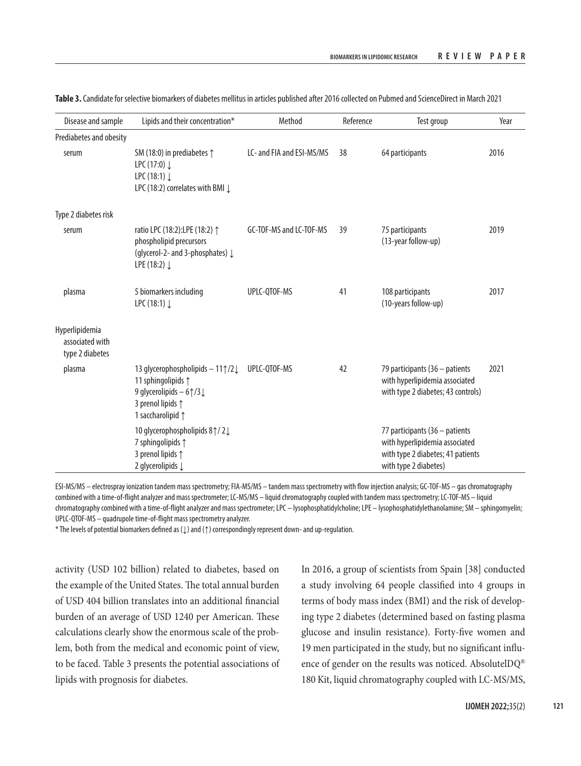**Table 3.** Candidate for selective biomarkers of diabetes mellitus in articles published after 2016 collected on Pubmed and ScienceDirect in March 2021

| Disease and sample | Lipids and their concentration* | Method | Reference | Test group | Year |
|---|---|---|---|---|---|
| Prediabetes and obesity | | | | | |
| serum | SM (18:0) in prediabetes ↑<br>LPC (17:0) ↓<br>LPC (18:1) ↓<br>LPC (18:2) correlates with BMI ↓ | LC- and FIA and ESI-MS/MS | 38 | 64 participants | 2016 |
| Type 2 diabetes risk | | | | | |
| serum | ratio LPC (18:2):LPE (18:2) ↑<br>phospholipid precursors (glycerol-2- and 3-phosphates) ↓<br>LPE (18:2) ↓ | GC-TOF-MS and LC-TOF-MS | 39 | 75 participants (13-year follow-up) | 2019 |
| plasma | 5 biomarkers including LPC (18:1) ↓ | UPLC-QTOF-MS | 41 | 108 participants (10-years follow-up) | 2017 |
| Hyperlipidemia associated with type 2 diabetes | | | | | |
| plasma | 13 glycerophospholipids – 11↑/2↓<br>11 sphingolipids ↑<br>9 glycerolipids – 6↑/3↓<br>3 prenol lipids ↑<br>1 saccharolipid ↑ | UPLC-QTOF-MS | 42 | 79 participants (36 – patients with hyperlipidemia associated with type 2 diabetes; 43 controls) | 2021 |
| | 10 glycerophospholipids 8↑/2↓<br>7 sphingolipids ↑<br>3 prenol lipids ↑<br>2 glycerolipids ↓ | | | 77 participants (36 – patients with hyperlipidemia associated with type 2 diabetes; 41 patients with type 2 diabetes) | |

ESI-MS/MS – electrospray ionization tandem mass spectrometry; FIA-MS/MS – tandem mass spectrometry with flow injection analysis; GC-TOF-MS – gas chromatography combined with a time-of-flight analyzer and mass spectrometer; LC-MS/MS – liquid chromatography coupled with tandem mass spectrometry; LC-TOF-MS – liquid chromatography combined with a time-of-flight analyzer and mass spectrometer; LPC – lysophosphatidylcholine; LPE – lysophosphatidylethanolamine; SM – sphingomyelin; UPLC-QTOF-MS – quadrupole time-of-flight mass spectrometry analyzer.

\* The levels of potential biomarkers defined as (↓) and (↑) correspondingly represent down- and up-regulation.

activity (USD 102 billion) related to diabetes, based on the example of the United States. The total annual burden of USD 404 billion translates into an additional financial burden of an average of USD 1240 per American. These calculations clearly show the enormous scale of the problem, both from the medical and economic point of view, to be faced. Table 3 presents the potential associations of lipids with prognosis for diabetes.

In 2016, a group of scientists from Spain [38] conducted a study involving 64 people classified into 4 groups in terms of body mass index (BMI) and the risk of developing type 2 diabetes (determined based on fasting plasma glucose and insulin resistance). Forty-five women and 19 men participated in the study, but no significant influence of gender on the results was noticed. AbsoluteIDQ® 180 Kit, liquid chromatography coupled with LC-MS/MS,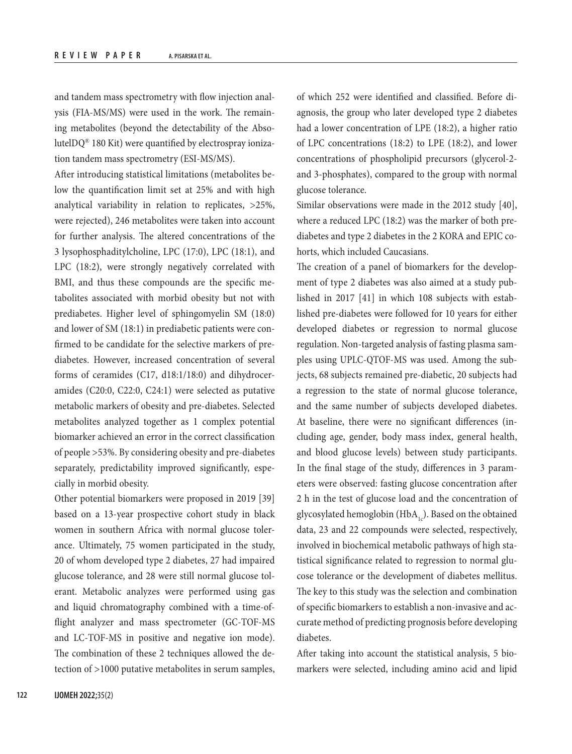and tandem mass spectrometry with flow injection analysis (FIA-MS/MS) were used in the work. The remaining metabolites (beyond the detectability of the AbsolutelDQ® 180 Kit) were quantified by electrospray ionization tandem mass spectrometry (ESI-MS/MS).

After introducing statistical limitations (metabolites below the quantification limit set at 25% and with high analytical variability in relation to replicates, >25%, were rejected), 246 metabolites were taken into account for further analysis. The altered concentrations of the 3 lysophosphaditylcholine, LPC (17:0), LPC (18:1), and LPC (18:2), were strongly negatively correlated with BMI, and thus these compounds are the specific metabolites associated with morbid obesity but not with prediabetes. Higher level of sphingomyelin SM (18:0) and lower of SM (18:1) in prediabetic patients were confirmed to be candidate for the selective markers of prediabetes. However, increased concentration of several forms of ceramides (C17, d18:1/18:0) and dihydroceramides (C20:0, C22:0, C24:1) were selected as putative metabolic markers of obesity and pre-diabetes. Selected metabolites analyzed together as 1 complex potential biomarker achieved an error in the correct classification of people >53%. By considering obesity and pre-diabetes separately, predictability improved significantly, especially in morbid obesity.

Other potential biomarkers were proposed in 2019 [39] based on a 13-year prospective cohort study in black women in southern Africa with normal glucose tolerance. Ultimately, 75 women participated in the study, 20 of whom developed type 2 diabetes, 27 had impaired glucose tolerance, and 28 were still normal glucose tolerant. Metabolic analyzes were performed using gas and liquid chromatography combined with a time-of-flight analyzer and mass spectrometer (GC-TOF-MS and LC-TOF-MS in positive and negative ion mode). The combination of these 2 techniques allowed the detection of >1000 putative metabolites in serum samples, of which 252 were identified and classified. Before diagnosis, the group who later developed type 2 diabetes had a lower concentration of LPE (18:2), a higher ratio of LPC concentrations (18:2) to LPE (18:2), and lower concentrations of phospholipid precursors (glycerol-2- and 3-phosphates), compared to the group with normal glucose tolerance.

Similar observations were made in the 2012 study [40], where a reduced LPC (18:2) was the marker of both prediabetes and type 2 diabetes in the 2 KORA and EPIC cohorts, which included Caucasians.

The creation of a panel of biomarkers for the development of type 2 diabetes was also aimed at a study published in 2017 [41] in which 108 subjects with established pre-diabetes were followed for 10 years for either developed diabetes or regression to normal glucose regulation. Non-targeted analysis of fasting plasma samples using UPLC-QTOF-MS was used. Among the subjects, 68 subjects remained pre-diabetic, 20 subjects had a regression to the state of normal glucose tolerance, and the same number of subjects developed diabetes. At baseline, there were no significant differences (including age, gender, body mass index, general health, and blood glucose levels) between study participants. In the final stage of the study, differences in 3 parameters were observed: fasting glucose concentration after 2 h in the test of glucose load and the concentration of glycosylated hemoglobin ($HbA_{1c}$). Based on the obtained data, 23 and 22 compounds were selected, respectively, involved in biochemical metabolic pathways of high statistical significance related to regression to normal glucose tolerance or the development of diabetes mellitus. The key to this study was the selection and combination of specific biomarkers to establish a non-invasive and accurate method of predicting prognosis before developing diabetes.

After taking into account the statistical analysis, 5 biomarkers were selected, including amino acid and lipid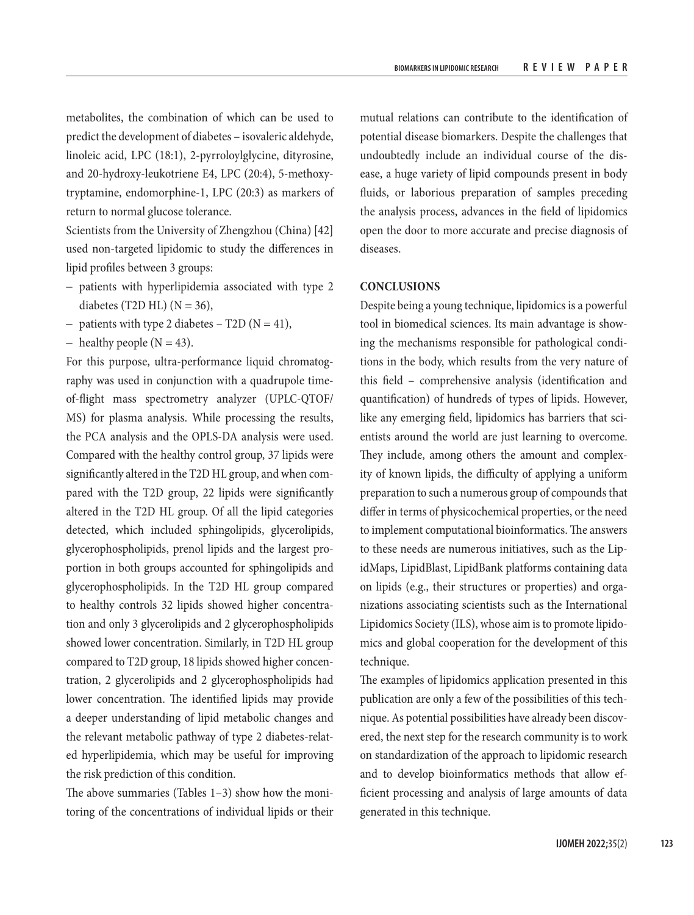metabolites, the combination of which can be used to predict the development of diabetes – isovaleric aldehyde, linoleic acid, LPC (18:1), 2-pyrroloylglycine, dityrosine, and 20-hydroxy-leukotriene E4, LPC (20:4), 5-methoxytryptamine, endomorphine-1, LPC (20:3) as markers of return to normal glucose tolerance.

Scientists from the University of Zhengzhou (China) [42] used non-targeted lipidomic to study the differences in lipid profiles between 3 groups:

- patients with hyperlipidemia associated with type 2 diabetes (T2D HL) (N = 36),
- patients with type 2 diabetes – T2D (N = 41),
- healthy people (N = 43).

For this purpose, ultra-performance liquid chromatography was used in conjunction with a quadrupole time-of-flight mass spectrometry analyzer (UPLC-QTOF/MS) for plasma analysis. While processing the results, the PCA analysis and the OPLS-DA analysis were used. Compared with the healthy control group, 37 lipids were significantly altered in the T2D HL group, and when compared with the T2D group, 22 lipids were significantly altered in the T2D HL group. Of all the lipid categories detected, which included sphingolipids, glycerolipids, glycerophospholipids, prenol lipids and the largest proportion in both groups accounted for sphingolipids and glycerophospholipids. In the T2D HL group compared to healthy controls 32 lipids showed higher concentration and only 3 glycerolipids and 2 glycerophospholipids showed lower concentration. Similarly, in T2D HL group compared to T2D group, 18 lipids showed higher concentration, 2 glycerolipids and 2 glycerophospholipids had lower concentration. The identified lipids may provide a deeper understanding of lipid metabolic changes and the relevant metabolic pathway of type 2 diabetes-related hyperlipidemia, which may be useful for improving the risk prediction of this condition.

The above summaries (Tables 1–3) show how the monitoring of the concentrations of individual lipids or their mutual relations can contribute to the identification of potential disease biomarkers. Despite the challenges that undoubtedly include an individual course of the disease, a huge variety of lipid compounds present in body fluids, or laborious preparation of samples preceding the analysis process, advances in the field of lipidomics open the door to more accurate and precise diagnosis of diseases.

## CONCLUSIONS

Despite being a young technique, lipidomics is a powerful tool in biomedical sciences. Its main advantage is showing the mechanisms responsible for pathological conditions in the body, which results from the very nature of this field – comprehensive analysis (identification and quantification) of hundreds of types of lipids. However, like any emerging field, lipidomics has barriers that scientists around the world are just learning to overcome. They include, among others the amount and complexity of known lipids, the difficulty of applying a uniform preparation to such a numerous group of compounds that differ in terms of physicochemical properties, or the need to implement computational bioinformatics. The answers to these needs are numerous initiatives, such as the LipidMaps, LipidBlast, LipidBank platforms containing data on lipids (e.g., their structures or properties) and organizations associating scientists such as the International Lipidomics Society (ILS), whose aim is to promote lipidomics and global cooperation for the development of this technique.

The examples of lipidomics application presented in this publication are only a few of the possibilities of this technique. As potential possibilities have already been discovered, the next step for the research community is to work on standardization of the approach to lipidomic research and to develop bioinformatics methods that allow efficient processing and analysis of large amounts of data generated in this technique.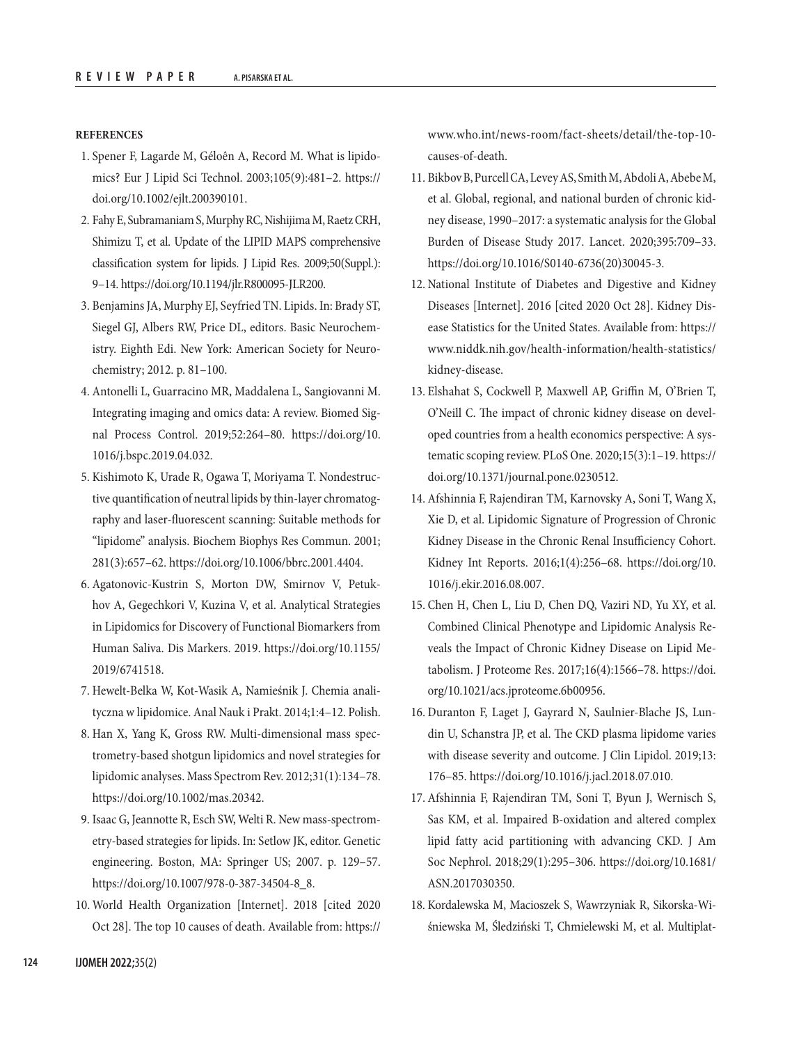**REFERENCES**

1. Spener F, Lagarde M, Géloên A, Record M. What is lipidomics? Eur J Lipid Sci Technol. 2003;105(9):481–2. https://doi.org/10.1002/ejlt.200390101.
2. Fahy E, Subramaniam S, Murphy RC, Nishijima M, Raetz CRH, Shimizu T, et al. Update of the LIPID MAPS comprehensive classification system for lipids. J Lipid Res. 2009;50(Suppl.):9–14. https://doi.org/10.1194/jlr.R800095-JLR200.
3. Benjamins JA, Murphy EJ, Seyfried TN. Lipids. In: Brady ST, Siegel GJ, Albers RW, Price DL, editors. Basic Neurochemistry. Eighth Edi. New York: American Society for Neurochemistry; 2012. p. 81–100.
4. Antonelli L, Guarracino MR, Maddalena L, Sangiovanni M. Integrating imaging and omics data: A review. Biomed Signal Process Control. 2019;52:264–80. https://doi.org/10.1016/j.bspc.2019.04.032.
5. Kishimoto K, Urade R, Ogawa T, Moriyama T. Nondestructive quantification of neutral lipids by thin-layer chromatography and laser-fluorescent scanning: Suitable methods for "lipidome" analysis. Biochem Biophys Res Commun. 2001;281(3):657–62. https://doi.org/10.1006/bbrc.2001.4404.
6. Agatonovic-Kustrin S, Morton DW, Smirnov V, Petukhov A, Gegechkori V, Kuzina V, et al. Analytical Strategies in Lipidomics for Discovery of Functional Biomarkers from Human Saliva. Dis Markers. 2019. https://doi.org/10.1155/2019/6741518.
7. Hewelt-Belka W, Kot-Wasik A, Namieśnik J. Chemia analityczna w lipidomice. Anal Nauk i Prakt. 2014;1:4–12. Polish.
8. Han X, Yang K, Gross RW. Multi-dimensional mass spectrometry-based shotgun lipidomics and novel strategies for lipidomic analyses. Mass Spectrom Rev. 2012;31(1):134–78. https://doi.org/10.1002/mas.20342.
9. Isaac G, Jeannotte R, Esch SW, Welti R. New mass-spectrometry-based strategies for lipids. In: Setlow JK, editor. Genetic engineering. Boston, MA: Springer US; 2007. p. 129–57. https://doi.org/10.1007/978-0-387-34504-8_8.
10. World Health Organization [Internet]. 2018 [cited 2020 Oct 28]. The top 10 causes of death. Available from: https://www.who.int/news-room/fact-sheets/detail/the-top-10-causes-of-death.
11. Bikbov B, Purcell CA, Levey AS, Smith M, Abdoli A, Abebe M, et al. Global, regional, and national burden of chronic kidney disease, 1990–2017: a systematic analysis for the Global Burden of Disease Study 2017. Lancet. 2020;395:709–33. https://doi.org/10.1016/S0140-6736(20)30045-3.
12. National Institute of Diabetes and Digestive and Kidney Diseases [Internet]. 2016 [cited 2020 Oct 28]. Kidney Disease Statistics for the United States. Available from: https://www.niddk.nih.gov/health-information/health-statistics/kidney-disease.
13. Elshahat S, Cockwell P, Maxwell AP, Griffin M, O'Brien T, O'Neill C. The impact of chronic kidney disease on developed countries from a health economics perspective: A systematic scoping review. PLoS One. 2020;15(3):1–19. https://doi.org/10.1371/journal.pone.0230512.
14. Afshinnia F, Rajendiran TM, Karnovsky A, Soni T, Wang X, Xie D, et al. Lipidomic Signature of Progression of Chronic Kidney Disease in the Chronic Renal Insufficiency Cohort. Kidney Int Reports. 2016;1(4):256–68. https://doi.org/10.1016/j.ekir.2016.08.007.
15. Chen H, Chen L, Liu D, Chen DQ, Vaziri ND, Yu XY, et al. Combined Clinical Phenotype and Lipidomic Analysis Reveals the Impact of Chronic Kidney Disease on Lipid Metabolism. J Proteome Res. 2017;16(4):1566–78. https://doi.org/10.1021/acs.jproteome.6b00956.
16. Duranton F, Laget J, Gayrard N, Saulnier-Blache JS, Lundin U, Schanstra JP, et al. The CKD plasma lipidome varies with disease severity and outcome. J Clin Lipidol. 2019;13:176–85. https://doi.org/10.1016/j.jacl.2018.07.010.
17. Afshinnia F, Rajendiran TM, Soni T, Byun J, Wernisch S, Sas KM, et al. Impaired Β-oxidation and altered complex lipid fatty acid partitioning with advancing CKD. J Am Soc Nephrol. 2018;29(1):295–306. https://doi.org/10.1681/ASN.2017030350.
18. Kordalewska M, Macioszek S, Wawrzyniak R, Sikorska-Wiśniewska M, Śledziński T, Chmielewski M, et al. Multiplat-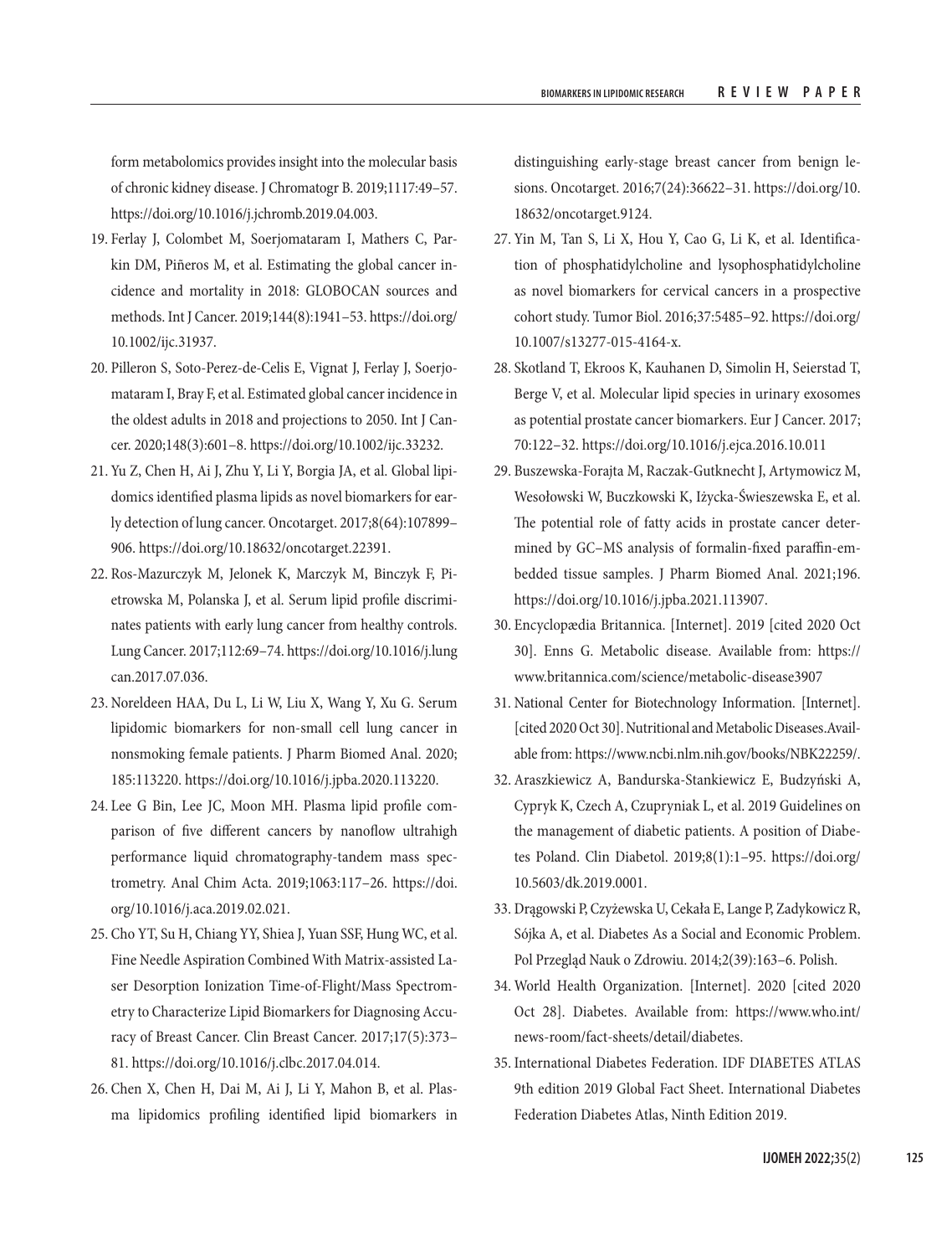form metabolomics provides insight into the molecular basis of chronic kidney disease. J Chromatogr B. 2019;1117:49–57. https://doi.org/10.1016/j.jchromb.2019.04.003.

19. Ferlay J, Colombet M, Soerjomataram I, Mathers C, Parkin DM, Piñeros M, et al. Estimating the global cancer incidence and mortality in 2018: GLOBOCAN sources and methods. Int J Cancer. 2019;144(8):1941–53. https://doi.org/10.1002/ijc.31937.
20. Pilleron S, Soto-Perez-de-Celis E, Vignat J, Ferlay J, Soerjomataram I, Bray F, et al. Estimated global cancer incidence in the oldest adults in 2018 and projections to 2050. Int J Cancer. 2020;148(3):601–8. https://doi.org/10.1002/ijc.33232.
21. Yu Z, Chen H, Ai J, Zhu Y, Li Y, Borgia JA, et al. Global lipidomics identified plasma lipids as novel biomarkers for early detection of lung cancer. Oncotarget. 2017;8(64):107899–906. https://doi.org/10.18632/oncotarget.22391.
22. Ros-Mazurczyk M, Jelonek K, Marczyk M, Binczyk F, Pietrowska M, Polanska J, et al. Serum lipid profile discriminates patients with early lung cancer from healthy controls. Lung Cancer. 2017;112:69–74. https://doi.org/10.1016/j.lungcan.2017.07.036.
23. Noreldeen HAA, Du L, Li W, Liu X, Wang Y, Xu G. Serum lipidomic biomarkers for non-small cell lung cancer in nonsmoking female patients. J Pharm Biomed Anal. 2020;185:113220. https://doi.org/10.1016/j.jpba.2020.113220.
24. Lee G Bin, Lee JC, Moon MH. Plasma lipid profile comparison of five different cancers by nanoflow ultrahigh performance liquid chromatography-tandem mass spectrometry. Anal Chim Acta. 2019;1063:117–26. https://doi.org/10.1016/j.aca.2019.02.021.
25. Cho YT, Su H, Chiang YY, Shiea J, Yuan SSF, Hung WC, et al. Fine Needle Aspiration Combined With Matrix-assisted Laser Desorption Ionization Time-of-Flight/Mass Spectrometry to Characterize Lipid Biomarkers for Diagnosing Accuracy of Breast Cancer. Clin Breast Cancer. 2017;17(5):373–81. https://doi.org/10.1016/j.clbc.2017.04.014.
26. Chen X, Chen H, Dai M, Ai J, Li Y, Mahon B, et al. Plasma lipidomics profiling identified lipid biomarkers in distinguishing early-stage breast cancer from benign lesions. Oncotarget. 2016;7(24):36622–31. https://doi.org/10.18632/oncotarget.9124.
27. Yin M, Tan S, Li X, Hou Y, Cao G, Li K, et al. Identification of phosphatidylcholine and lysophosphatidylcholine as novel biomarkers for cervical cancers in a prospective cohort study. Tumor Biol. 2016;37:5485–92. https://doi.org/10.1007/s13277-015-4164-x.
28. Skotland T, Ekroos K, Kauhanen D, Simolin H, Seierstad T, Berge V, et al. Molecular lipid species in urinary exosomes as potential prostate cancer biomarkers. Eur J Cancer. 2017;70:122–32. https://doi.org/10.1016/j.ejca.2016.10.011
29. Buszewska-Forajta M, Raczak-Gutknecht J, Artymowicz M, Wesołowski W, Buczkowski K, Iżycka-Świeszewska E, et al. The potential role of fatty acids in prostate cancer determined by GC–MS analysis of formalin-fixed paraffin-embedded tissue samples. J Pharm Biomed Anal. 2021;196. https://doi.org/10.1016/j.jpba.2021.113907.
30. Encyclopædia Britannica. [Internet]. 2019 [cited 2020 Oct 30]. Enns G. Metabolic disease. Available from: https://www.britannica.com/science/metabolic-disease3907
31. National Center for Biotechnology Information. [Internet]. [cited 2020 Oct 30]. Nutritional and Metabolic Diseases. Available from: https://www.ncbi.nlm.nih.gov/books/NBK22259/.
32. Araszkiewicz A, Bandurska-Stankiewicz E, Budzyński A, Cypryk K, Czech A, Czupryniak L, et al. 2019 Guidelines on the management of diabetic patients. A position of Diabetes Poland. Clin Diabetol. 2019;8(1):1–95. https://doi.org/10.5603/dk.2019.0001.
33. Drągowski P, Czyżewska U, Cekała E, Lange P, Zadykowicz R, Sójka A, et al. Diabetes As a Social and Economic Problem. Pol Przegląd Nauk o Zdrowiu. 2014;2(39):163–6. Polish.
34. World Health Organization. [Internet]. 2020 [cited 2020 Oct 28]. Diabetes. Available from: https://www.who.int/news-room/fact-sheets/detail/diabetes.
35. International Diabetes Federation. IDF DIABETES ATLAS 9th edition 2019 Global Fact Sheet. International Diabetes Federation Diabetes Atlas, Ninth Edition 2019.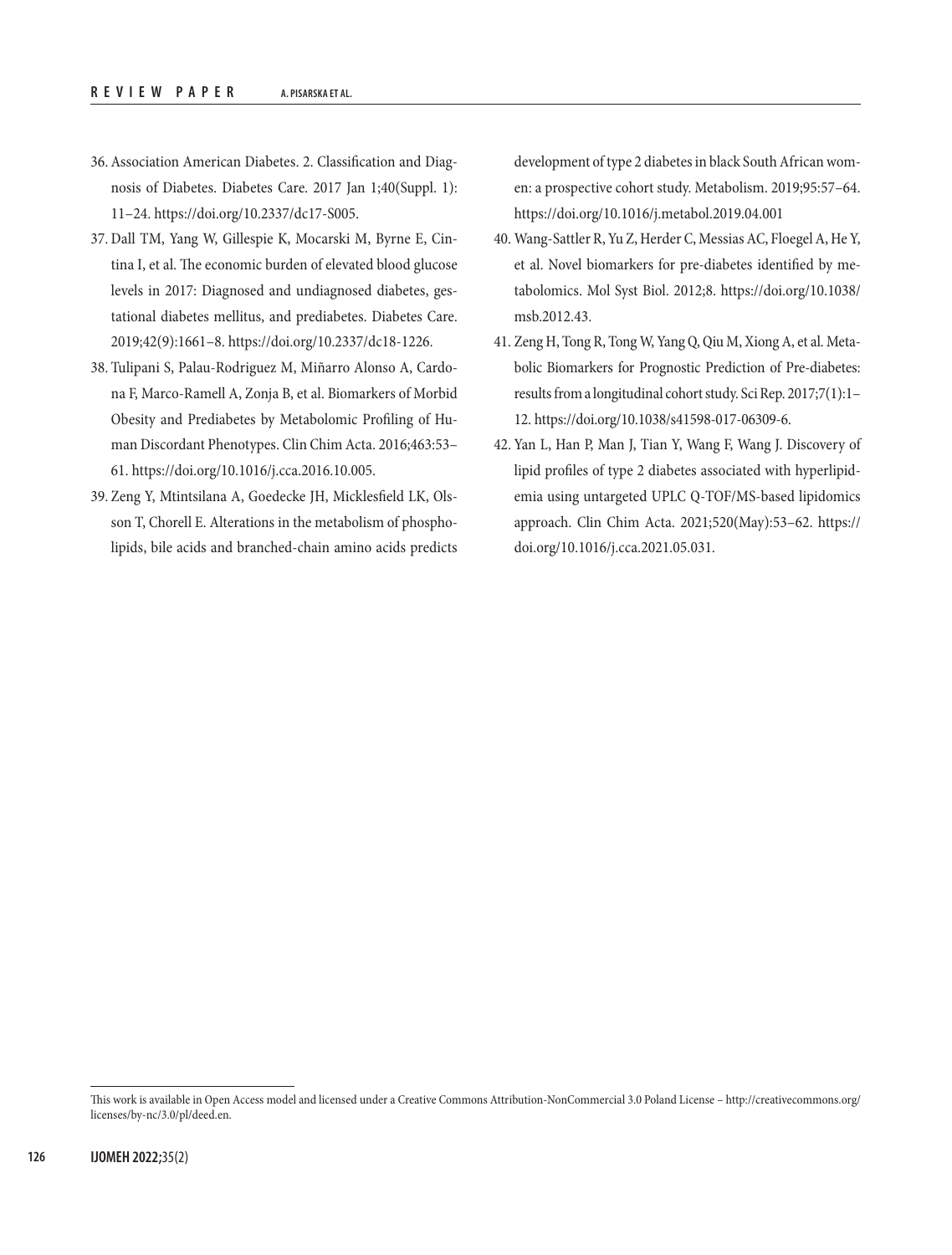36. Association American Diabetes. 2. Classification and Diagnosis of Diabetes. Diabetes Care. 2017 Jan 1;40(Suppl. 1): 11–24. https://doi.org/10.2337/dc17-S005.
37. Dall TM, Yang W, Gillespie K, Mocarski M, Byrne E, Cintina I, et al. The economic burden of elevated blood glucose levels in 2017: Diagnosed and undiagnosed diabetes, gestational diabetes mellitus, and prediabetes. Diabetes Care. 2019;42(9):1661–8. https://doi.org/10.2337/dc18-1226.
38. Tulipani S, Palau-Rodriguez M, Miñarro Alonso A, Cardona F, Marco-Ramell A, Zonja B, et al. Biomarkers of Morbid Obesity and Prediabetes by Metabolomic Profiling of Human Discordant Phenotypes. Clin Chim Acta. 2016;463:53–61. https://doi.org/10.1016/j.cca.2016.10.005.
39. Zeng Y, Mtintsilana A, Goedecke JH, Micklesfield LK, Olsson T, Chorell E. Alterations in the metabolism of phospholipids, bile acids and branched-chain amino acids predicts development of type 2 diabetes in black South African women: a prospective cohort study. Metabolism. 2019;95:57–64. https://doi.org/10.1016/j.metabol.2019.04.001
40. Wang-Sattler R, Yu Z, Herder C, Messias AC, Floegel A, He Y, et al. Novel biomarkers for pre-diabetes identified by metabolomics. Mol Syst Biol. 2012;8. https://doi.org/10.1038/msb.2012.43.
41. Zeng H, Tong R, Tong W, Yang Q, Qiu M, Xiong A, et al. Metabolic Biomarkers for Prognostic Prediction of Pre-diabetes: results from a longitudinal cohort study. Sci Rep. 2017;7(1):1–12. https://doi.org/10.1038/s41598-017-06309-6.
42. Yan L, Han P, Man J, Tian Y, Wang F, Wang J. Discovery of lipid profiles of type 2 diabetes associated with hyperlipidemia using untargeted UPLC Q-TOF/MS-based lipidomics approach. Clin Chim Acta. 2021;520(May):53–62. https://doi.org/10.1016/j.cca.2021.05.031.

This work is available in Open Access model and licensed under a Creative Commons Attribution-NonCommercial 3.0 Poland License – http://creativecommons.org/licenses/by-nc/3.0/pl/deed.en.